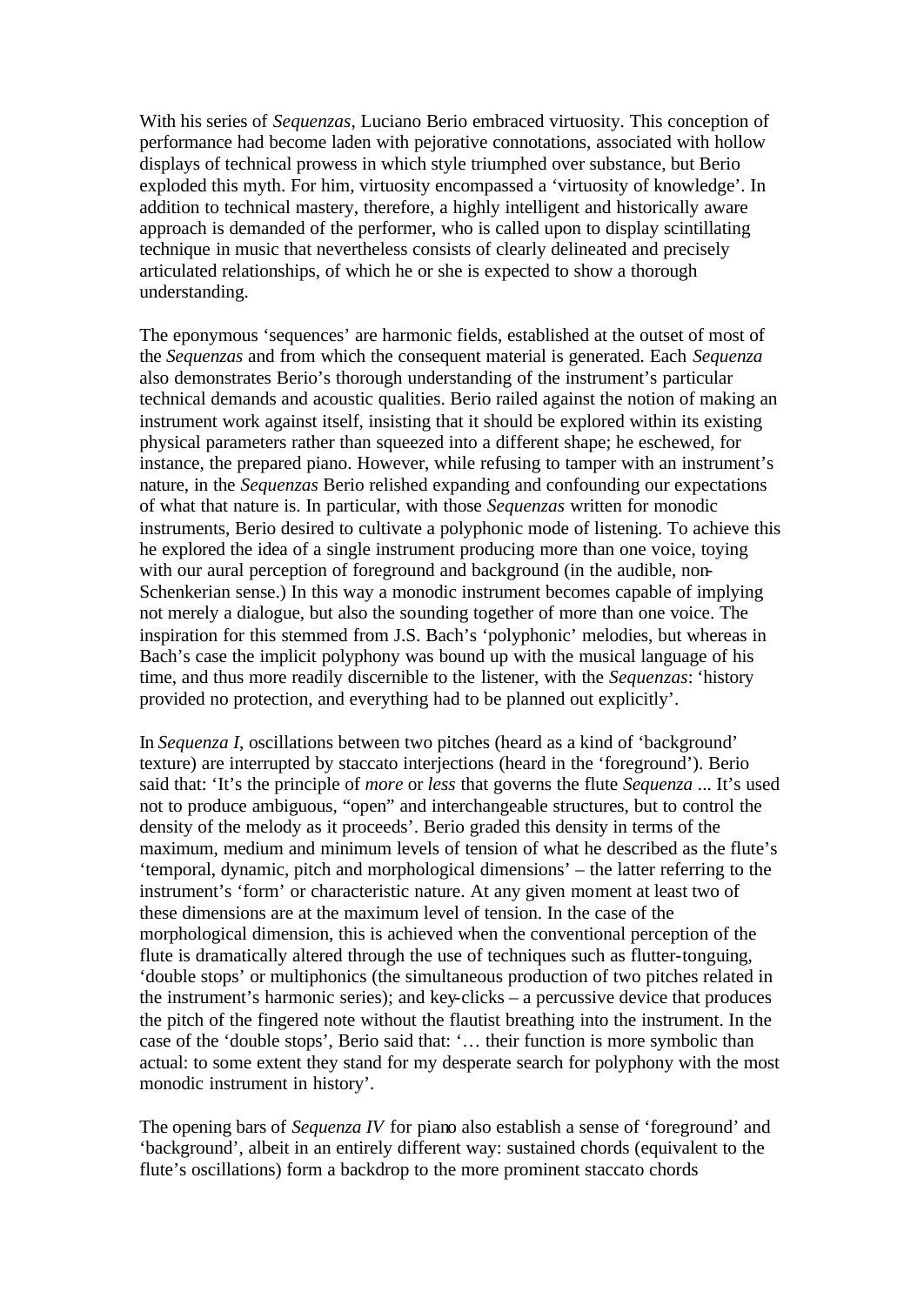With his series of *Sequenzas*, Luciano Berio embraced virtuosity. This conception of performance had become laden with pejorative connotations, associated with hollow displays of technical prowess in which style triumphed over substance, but Berio exploded this myth. For him, virtuosity encompassed a 'virtuosity of knowledge'. In addition to technical mastery, therefore, a highly intelligent and historically aware approach is demanded of the performer, who is called upon to display scintillating technique in music that nevertheless consists of clearly delineated and precisely articulated relationships, of which he or she is expected to show a thorough understanding.

The eponymous 'sequences' are harmonic fields, established at the outset of most of the *Sequenzas* and from which the consequent material is generated. Each *Sequenza* also demonstrates Berio's thorough understanding of the instrument's particular technical demands and acoustic qualities. Berio railed against the notion of making an instrument work against itself, insisting that it should be explored within its existing physical parameters rather than squeezed into a different shape; he eschewed, for instance, the prepared piano. However, while refusing to tamper with an instrument's nature, in the *Sequenzas* Berio relished expanding and confounding our expectations of what that nature is. In particular, with those *Sequenzas* written for monodic instruments, Berio desired to cultivate a polyphonic mode of listening. To achieve this he explored the idea of a single instrument producing more than one voice, toying with our aural perception of foreground and background (in the audible, non-Schenkerian sense.) In this way a monodic instrument becomes capable of implying not merely a dialogue, but also the sounding together of more than one voice. The inspiration for this stemmed from J.S. Bach's 'polyphonic' melodies, but whereas in Bach's case the implicit polyphony was bound up with the musical language of his time, and thus more readily discernible to the listener, with the *Sequenzas*: 'history provided no protection, and everything had to be planned out explicitly'.

In *Sequenza I*, oscillations between two pitches (heard as a kind of 'background' texture) are interrupted by staccato interjections (heard in the 'foreground'). Berio said that: 'It's the principle of *more* or *less* that governs the flute *Sequenza* ... It's used not to produce ambiguous, "open" and interchangeable structures, but to control the density of the melody as it proceeds'. Berio graded this density in terms of the maximum, medium and minimum levels of tension of what he described as the flute's 'temporal, dynamic, pitch and morphological dimensions' – the latter referring to the instrument's 'form' or characteristic nature. At any given moment at least two of these dimensions are at the maximum level of tension. In the case of the morphological dimension, this is achieved when the conventional perception of the flute is dramatically altered through the use of techniques such as flutter-tonguing, 'double stops' or multiphonics (the simultaneous production of two pitches related in the instrument's harmonic series); and key-clicks – a percussive device that produces the pitch of the fingered note without the flautist breathing into the instrument. In the case of the 'double stops', Berio said that: '… their function is more symbolic than actual: to some extent they stand for my desperate search for polyphony with the most monodic instrument in history'.

The opening bars of *Sequenza IV* for piano also establish a sense of 'foreground' and 'background', albeit in an entirely different way: sustained chords (equivalent to the flute's oscillations) form a backdrop to the more prominent staccato chords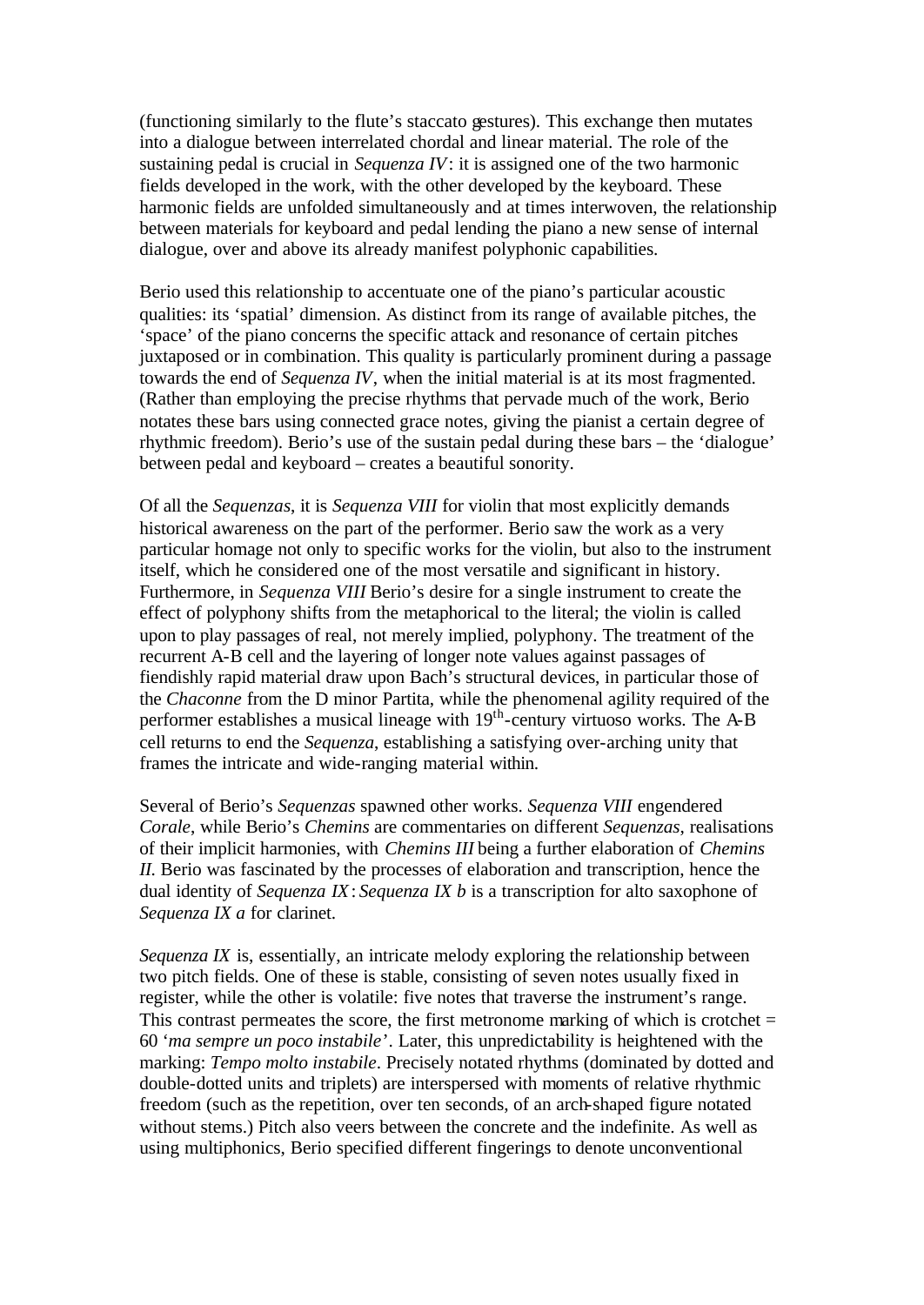(functioning similarly to the flute's staccato gestures). This exchange then mutates into a dialogue between interrelated chordal and linear material. The role of the sustaining pedal is crucial in *Sequenza IV*: it is assigned one of the two harmonic fields developed in the work, with the other developed by the keyboard. These harmonic fields are unfolded simultaneously and at times interwoven, the relationship between materials for keyboard and pedal lending the piano a new sense of internal dialogue, over and above its already manifest polyphonic capabilities.

Berio used this relationship to accentuate one of the piano's particular acoustic qualities: its 'spatial' dimension. As distinct from its range of available pitches, the 'space' of the piano concerns the specific attack and resonance of certain pitches juxtaposed or in combination. This quality is particularly prominent during a passage towards the end of *Sequenza IV*, when the initial material is at its most fragmented. (Rather than employing the precise rhythms that pervade much of the work, Berio notates these bars using connected grace notes, giving the pianist a certain degree of rhythmic freedom). Berio's use of the sustain pedal during these bars – the 'dialogue' between pedal and keyboard – creates a beautiful sonority.

Of all the *Sequenzas*, it is *Sequenza VIII* for violin that most explicitly demands historical awareness on the part of the performer. Berio saw the work as a very particular homage not only to specific works for the violin, but also to the instrument itself, which he considered one of the most versatile and significant in history. Furthermore, in *Sequenza VIII* Berio's desire for a single instrument to create the effect of polyphony shifts from the metaphorical to the literal; the violin is called upon to play passages of real, not merely implied, polyphony. The treatment of the recurrent A-B cell and the layering of longer note values against passages of fiendishly rapid material draw upon Bach's structural devices, in particular those of the *Chaconne* from the D minor Partita, while the phenomenal agility required of the performer establishes a musical lineage with 19th-century virtuoso works. The A-B cell returns to end the *Sequenza*, establishing a satisfying over-arching unity that frames the intricate and wide-ranging material within.

Several of Berio's *Sequenzas* spawned other works. *Sequenza VIII* engendered *Corale*, while Berio's *Chemins* are commentaries on different *Sequenzas*, realisations of their implicit harmonies, with *Chemins III* being a further elaboration of *Chemins II*. Berio was fascinated by the processes of elaboration and transcription, hence the dual identity of *Sequenza IX*: *Sequenza IX b* is a transcription for alto saxophone of *Sequenza IX a* for clarinet.

*Sequenza IX* is, essentially, an intricate melody exploring the relationship between two pitch fields. One of these is stable, consisting of seven notes usually fixed in register, while the other is volatile: five notes that traverse the instrument's range. This contrast permeates the score, the first metronome marking of which is crotchet = 60 '*ma sempre un poco instabile*'. Later, this unpredictability is heightened with the marking: *Tempo molto instabile*. Precisely notated rhythms (dominated by dotted and double-dotted units and triplets) are interspersed with moments of relative rhythmic freedom (such as the repetition, over ten seconds, of an arch-shaped figure notated without stems.) Pitch also veers between the concrete and the indefinite. As well as using multiphonics, Berio specified different fingerings to denote unconventional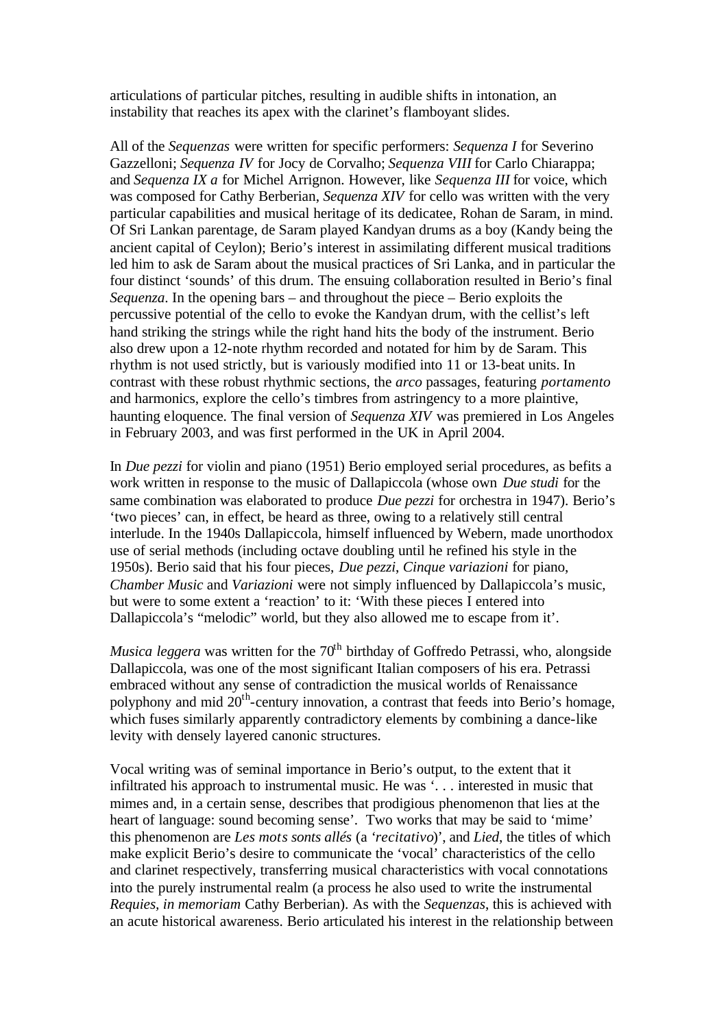articulations of particular pitches, resulting in audible shifts in intonation, an instability that reaches its apex with the clarinet's flamboyant slides.

All of the *Sequenzas* were written for specific performers: *Sequenza I* for Severino Gazzelloni; *Sequenza IV* for Jocy de Corvalho; *Sequenza VIII* for Carlo Chiarappa; and *Sequenza IX a* for Michel Arrignon. However, like *Sequenza III* for voice, which was composed for Cathy Berberian, *Sequenza XIV* for cello was written with the very particular capabilities and musical heritage of its dedicatee, Rohan de Saram, in mind. Of Sri Lankan parentage, de Saram played Kandyan drums as a boy (Kandy being the ancient capital of Ceylon); Berio's interest in assimilating different musical traditions led him to ask de Saram about the musical practices of Sri Lanka, and in particular the four distinct 'sounds' of this drum. The ensuing collaboration resulted in Berio's final *Sequenza*. In the opening bars – and throughout the piece – Berio exploits the percussive potential of the cello to evoke the Kandyan drum, with the cellist's left hand striking the strings while the right hand hits the body of the instrument. Berio also drew upon a 12-note rhythm recorded and notated for him by de Saram. This rhythm is not used strictly, but is variously modified into 11 or 13-beat units. In contrast with these robust rhythmic sections, the *arco* passages, featuring *portamento* and harmonics, explore the cello's timbres from astringency to a more plaintive, haunting eloquence. The final version of *Sequenza XIV* was premiered in Los Angeles in February 2003, and was first performed in the UK in April 2004.

In *Due pezzi* for violin and piano (1951) Berio employed serial procedures, as befits a work written in response to the music of Dallapiccola (whose own *Due studi* for the same combination was elaborated to produce *Due pezzi* for orchestra in 1947). Berio's 'two pieces' can, in effect, be heard as three, owing to a relatively still central interlude. In the 1940s Dallapiccola, himself influenced by Webern, made unorthodox use of serial methods (including octave doubling until he refined his style in the 1950s). Berio said that his four pieces, *Due pezzi*, *Cinque variazioni* for piano, *Chamber Music* and *Variazioni* were not simply influenced by Dallapiccola's music, but were to some extent a 'reaction' to it: 'With these pieces I entered into Dallapiccola's "melodic" world, but they also allowed me to escape from it'.

*Musica leggera* was written for the 70th birthday of Goffredo Petrassi, who, alongside Dallapiccola, was one of the most significant Italian composers of his era. Petrassi embraced without any sense of contradiction the musical worlds of Renaissance polyphony and mid 20th-century innovation, a contrast that feeds into Berio's homage, which fuses similarly apparently contradictory elements by combining a dance-like levity with densely layered canonic structures.

Vocal writing was of seminal importance in Berio's output, to the extent that it infiltrated his approach to instrumental music. He was '. . . interested in music that mimes and, in a certain sense, describes that prodigious phenomenon that lies at the heart of language: sound becoming sense'. Two works that may be said to 'mime' this phenomenon are *Les mots sonts allés* (a '*recitativo*)', and *Lied*, the titles of which make explicit Berio's desire to communicate the 'vocal' characteristics of the cello and clarinet respectively, transferring musical characteristics with vocal connotations into the purely instrumental realm (a process he also used to write the instrumental *Requies, in memoriam* Cathy Berberian). As with the *Sequenzas*, this is achieved with an acute historical awareness. Berio articulated his interest in the relationship between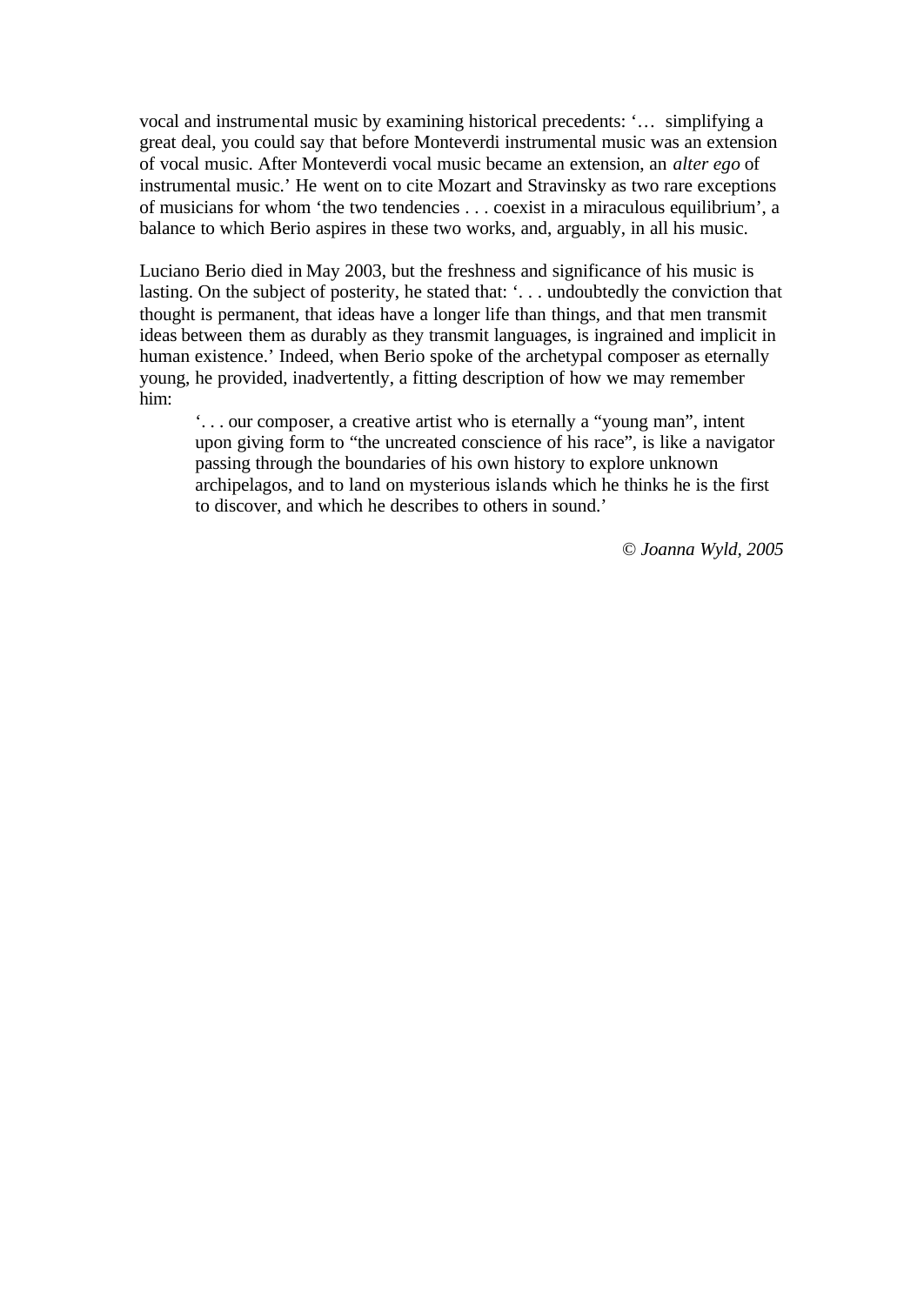vocal and instrumental music by examining historical precedents: '… simplifying a great deal, you could say that before Monteverdi instrumental music was an extension of vocal music. After Monteverdi vocal music became an extension, an *alter ego* of instrumental music.' He went on to cite Mozart and Stravinsky as two rare exceptions of musicians for whom 'the two tendencies . . . coexist in a miraculous equilibrium', a balance to which Berio aspires in these two works, and, arguably, in all his music.

Luciano Berio died in May 2003, but the freshness and significance of his music is lasting. On the subject of posterity, he stated that: '. . . undoubtedly the conviction that thought is permanent, that ideas have a longer life than things, and that men transmit ideas between them as durably as they transmit languages, is ingrained and implicit in human existence.' Indeed, when Berio spoke of the archetypal composer as eternally young, he provided, inadvertently, a fitting description of how we may remember him:

> '. . . our composer, a creative artist who is eternally a "young man", intent upon giving form to "the uncreated conscience of his race", is like a navigator passing through the boundaries of his own history to explore unknown archipelagos, and to land on mysterious islands which he thinks he is the first to discover, and which he describes to others in sound.'

© *Joanna Wyld, 2005*